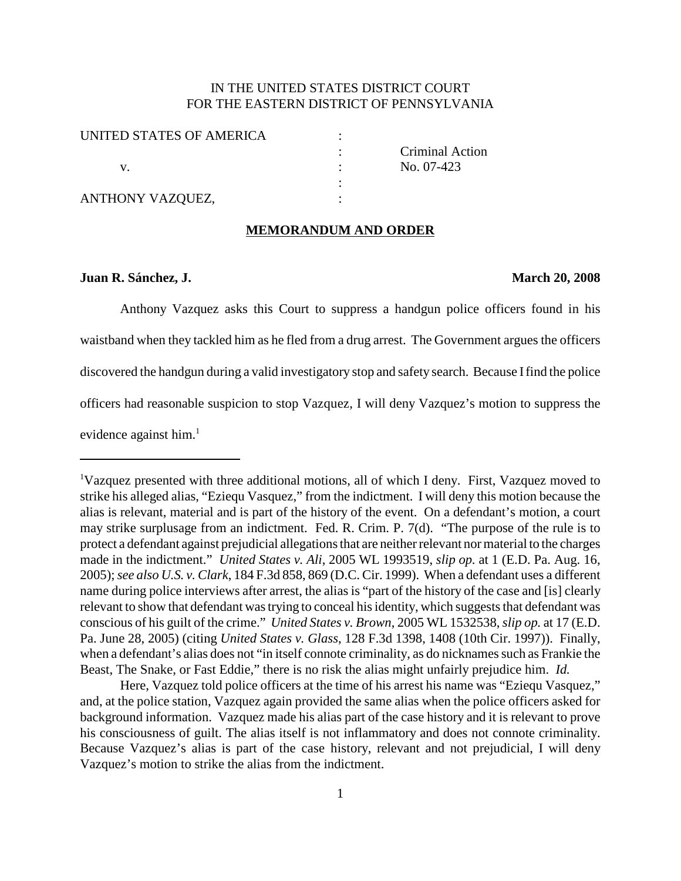IN THE UNITED STATES DISTRICT COURT
FOR THE EASTERN DISTRICT OF PENNSYLVANIA

| | | |
|---|---|---|
| UNITED STATES OF AMERICA | : | |
| | : | Criminal Action |
| v. | : | No. 07-423 |
| | : | |
| ANTHONY VAZQUEZ, | : | |

**MEMORANDUM AND ORDER**

**Juan R. Sánchez, J.** **March 20, 2008**

Anthony Vazquez asks this Court to suppress a handgun police officers found in his waistband when they tackled him as he fled from a drug arrest. The Government argues the officers discovered the handgun during a valid investigatory stop and safety search. Because I find the police officers had reasonable suspicion to stop Vazquez, I will deny Vazquez's motion to suppress the evidence against him.[1]

---

[1]Vazquez presented with three additional motions, all of which I deny. First, Vazquez moved to strike his alleged alias, "Eziequ Vasquez," from the indictment. I will deny this motion because the alias is relevant, material and is part of the history of the event. On a defendant's motion, a court may strike surplusage from an indictment. Fed. R. Crim. P. 7(d). "The purpose of the rule is to protect a defendant against prejudicial allegations that are neither relevant nor material to the charges made in the indictment." *United States v. Ali*, 2005 WL 1993519, *slip op.* at 1 (E.D. Pa. Aug. 16, 2005); *see also U.S. v. Clark*, 184 F.3d 858, 869 (D.C. Cir. 1999). When a defendant uses a different name during police interviews after arrest, the alias is "part of the history of the case and [is] clearly relevant to show that defendant was trying to conceal his identity, which suggests that defendant was conscious of his guilt of the crime." *United States v. Brown*, 2005 WL 1532538, *slip op.* at 17 (E.D. Pa. June 28, 2005) (citing *United States v. Glass*, 128 F.3d 1398, 1408 (10th Cir. 1997)). Finally, when a defendant's alias does not "in itself connote criminality, as do nicknames such as Frankie the Beast, The Snake, or Fast Eddie," there is no risk the alias might unfairly prejudice him. *Id.*

Here, Vazquez told police officers at the time of his arrest his name was "Eziequ Vasquez," and, at the police station, Vazquez again provided the same alias when the police officers asked for background information. Vazquez made his alias part of the case history and it is relevant to prove his consciousness of guilt. The alias itself is not inflammatory and does not connote criminality. Because Vazquez's alias is part of the case history, relevant and not prejudicial, I will deny Vazquez's motion to strike the alias from the indictment.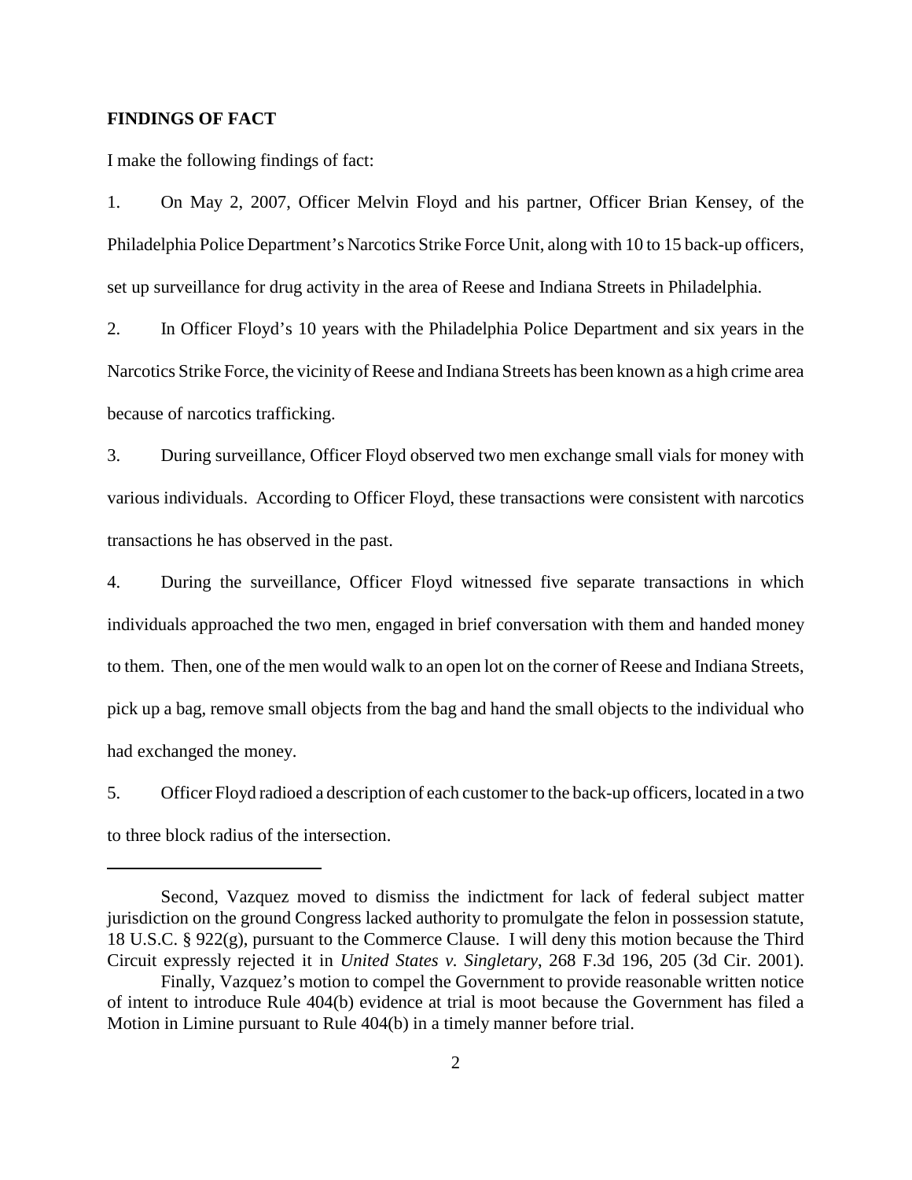## FINDINGS OF FACT

I make the following findings of fact:

1. On May 2, 2007, Officer Melvin Floyd and his partner, Officer Brian Kensey, of the Philadelphia Police Department's Narcotics Strike Force Unit, along with 10 to 15 back-up officers, set up surveillance for drug activity in the area of Reese and Indiana Streets in Philadelphia.

2. In Officer Floyd's 10 years with the Philadelphia Police Department and six years in the Narcotics Strike Force, the vicinity of Reese and Indiana Streets has been known as a high crime area because of narcotics trafficking.

3. During surveillance, Officer Floyd observed two men exchange small vials for money with various individuals. According to Officer Floyd, these transactions were consistent with narcotics transactions he has observed in the past.

4. During the surveillance, Officer Floyd witnessed five separate transactions in which individuals approached the two men, engaged in brief conversation with them and handed money to them. Then, one of the men would walk to an open lot on the corner of Reese and Indiana Streets, pick up a bag, remove small objects from the bag and hand the small objects to the individual who had exchanged the money.

5. Officer Floyd radioed a description of each customer to the back-up officers, located in a two to three block radius of the intersection.

---

Second, Vazquez moved to dismiss the indictment for lack of federal subject matter jurisdiction on the ground Congress lacked authority to promulgate the felon in possession statute, 18 U.S.C. § 922(g), pursuant to the Commerce Clause. I will deny this motion because the Third Circuit expressly rejected it in *United States v. Singletary*, 268 F.3d 196, 205 (3d Cir. 2001).

Finally, Vazquez's motion to compel the Government to provide reasonable written notice of intent to introduce Rule 404(b) evidence at trial is moot because the Government has filed a Motion in Limine pursuant to Rule 404(b) in a timely manner before trial.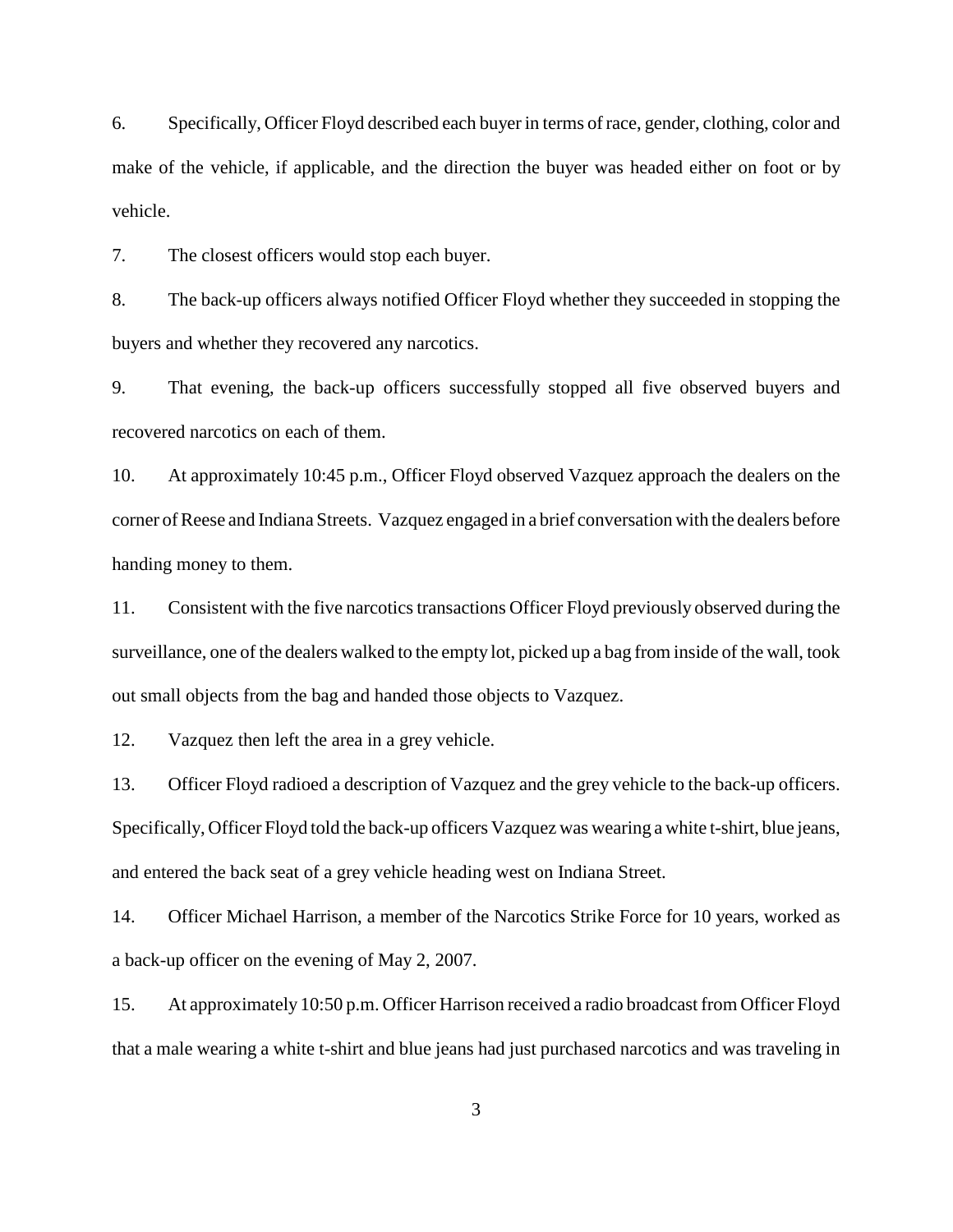6. Specifically, Officer Floyd described each buyer in terms of race, gender, clothing, color and make of the vehicle, if applicable, and the direction the buyer was headed either on foot or by vehicle.

7. The closest officers would stop each buyer.

8. The back-up officers always notified Officer Floyd whether they succeeded in stopping the buyers and whether they recovered any narcotics.

9. That evening, the back-up officers successfully stopped all five observed buyers and recovered narcotics on each of them.

10. At approximately 10:45 p.m., Officer Floyd observed Vazquez approach the dealers on the corner of Reese and Indiana Streets. Vazquez engaged in a brief conversation with the dealers before handing money to them.

11. Consistent with the five narcotics transactions Officer Floyd previously observed during the surveillance, one of the dealers walked to the empty lot, picked up a bag from inside of the wall, took out small objects from the bag and handed those objects to Vazquez.

12. Vazquez then left the area in a grey vehicle.

13. Officer Floyd radioed a description of Vazquez and the grey vehicle to the back-up officers. Specifically, Officer Floyd told the back-up officers Vazquez was wearing a white t-shirt, blue jeans, and entered the back seat of a grey vehicle heading west on Indiana Street.

14. Officer Michael Harrison, a member of the Narcotics Strike Force for 10 years, worked as a back-up officer on the evening of May 2, 2007.

15. At approximately 10:50 p.m. Officer Harrison received a radio broadcast from Officer Floyd that a male wearing a white t-shirt and blue jeans had just purchased narcotics and was traveling in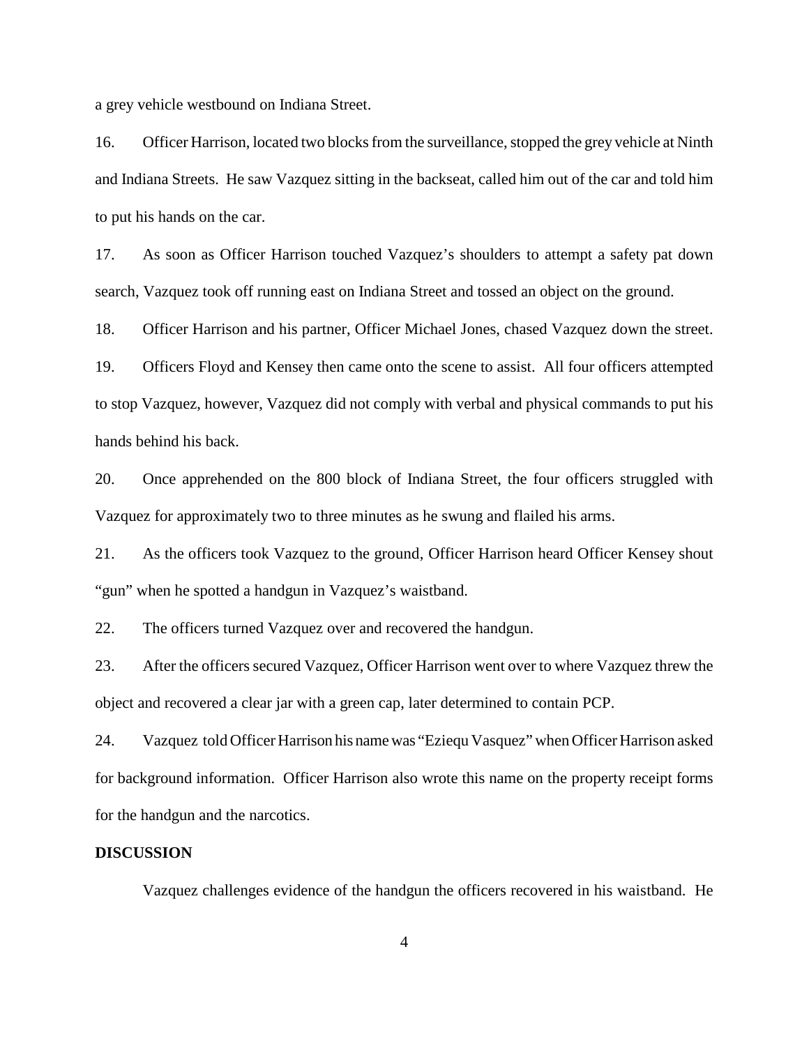a grey vehicle westbound on Indiana Street.

16. Officer Harrison, located two blocks from the surveillance, stopped the grey vehicle at Ninth and Indiana Streets. He saw Vazquez sitting in the backseat, called him out of the car and told him to put his hands on the car.

17. As soon as Officer Harrison touched Vazquez's shoulders to attempt a safety pat down search, Vazquez took off running east on Indiana Street and tossed an object on the ground.

18. Officer Harrison and his partner, Officer Michael Jones, chased Vazquez down the street.

19. Officers Floyd and Kensey then came onto the scene to assist. All four officers attempted to stop Vazquez, however, Vazquez did not comply with verbal and physical commands to put his hands behind his back.

20. Once apprehended on the 800 block of Indiana Street, the four officers struggled with Vazquez for approximately two to three minutes as he swung and flailed his arms.

21. As the officers took Vazquez to the ground, Officer Harrison heard Officer Kensey shout "gun" when he spotted a handgun in Vazquez's waistband.

22. The officers turned Vazquez over and recovered the handgun.

23. After the officers secured Vazquez, Officer Harrison went over to where Vazquez threw the object and recovered a clear jar with a green cap, later determined to contain PCP.

24. Vazquez told Officer Harrison his name was "Eziequ Vasquez" when Officer Harrison asked for background information. Officer Harrison also wrote this name on the property receipt forms for the handgun and the narcotics.

**DISCUSSION**

Vazquez challenges evidence of the handgun the officers recovered in his waistband. He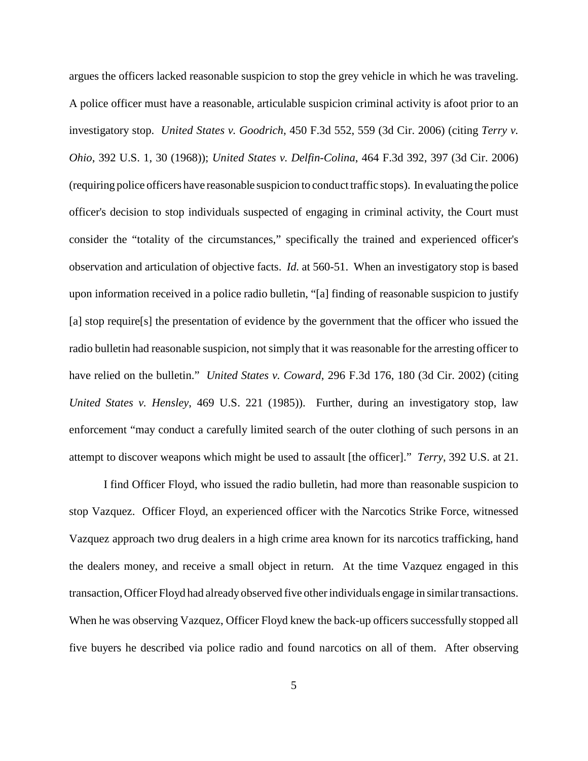argues the officers lacked reasonable suspicion to stop the grey vehicle in which he was traveling. A police officer must have a reasonable, articulable suspicion criminal activity is afoot prior to an investigatory stop. *United States v. Goodrich*, 450 F.3d 552, 559 (3d Cir. 2006) (citing *Terry v. Ohio*, 392 U.S. 1, 30 (1968)); *United States v. Delfin-Colina*, 464 F.3d 392, 397 (3d Cir. 2006) (requiring police officers have reasonable suspicion to conduct traffic stops). In evaluating the police officer's decision to stop individuals suspected of engaging in criminal activity, the Court must consider the "totality of the circumstances," specifically the trained and experienced officer's observation and articulation of objective facts. *Id.* at 560-51. When an investigatory stop is based upon information received in a police radio bulletin, "[a] finding of reasonable suspicion to justify [a] stop require[s] the presentation of evidence by the government that the officer who issued the radio bulletin had reasonable suspicion, not simply that it was reasonable for the arresting officer to have relied on the bulletin." *United States v. Coward*, 296 F.3d 176, 180 (3d Cir. 2002) (citing *United States v. Hensley*, 469 U.S. 221 (1985)). Further, during an investigatory stop, law enforcement "may conduct a carefully limited search of the outer clothing of such persons in an attempt to discover weapons which might be used to assault [the officer]." *Terry*, 392 U.S. at 21.

I find Officer Floyd, who issued the radio bulletin, had more than reasonable suspicion to stop Vazquez. Officer Floyd, an experienced officer with the Narcotics Strike Force, witnessed Vazquez approach two drug dealers in a high crime area known for its narcotics trafficking, hand the dealers money, and receive a small object in return. At the time Vazquez engaged in this transaction, Officer Floyd had already observed five other individuals engage in similar transactions. When he was observing Vazquez, Officer Floyd knew the back-up officers successfully stopped all five buyers he described via police radio and found narcotics on all of them. After observing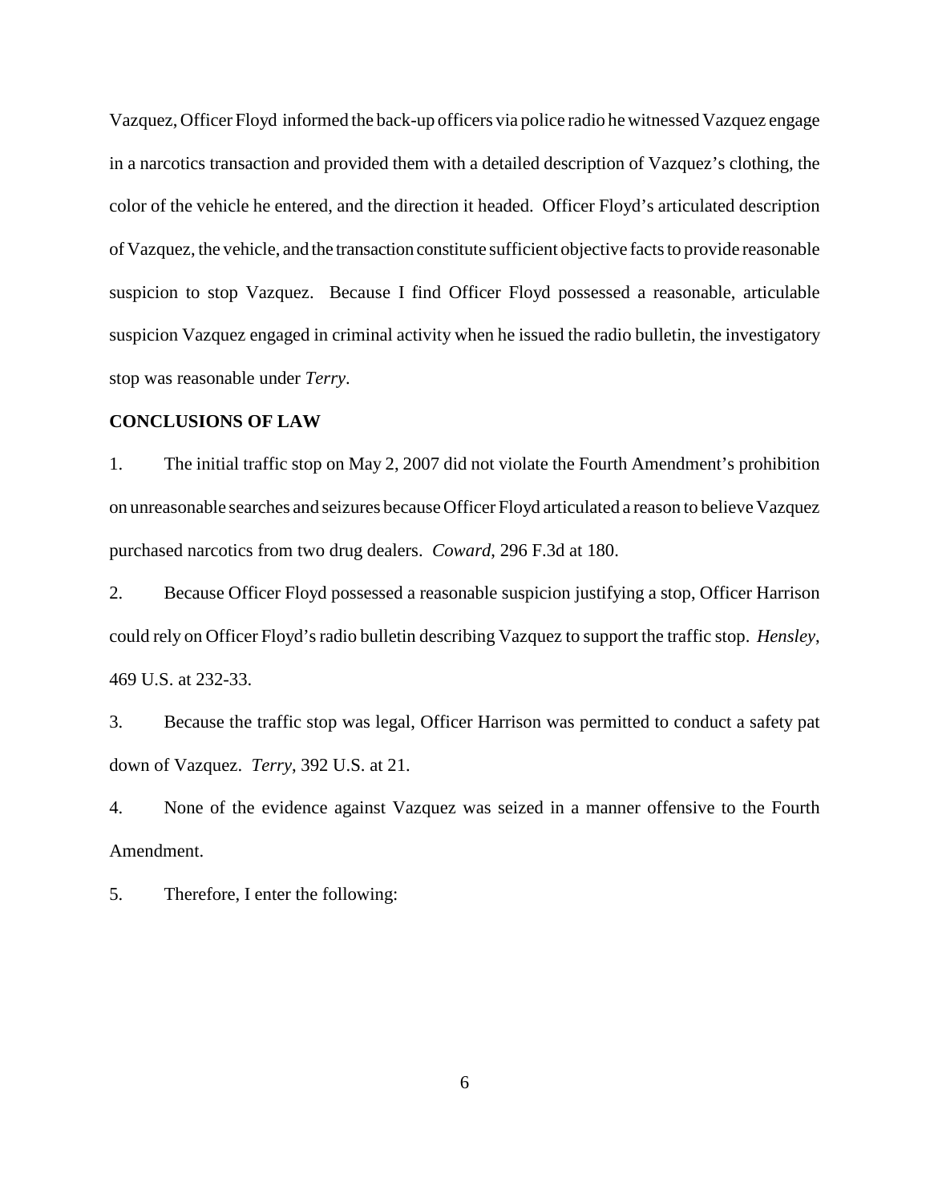Vazquez, Officer Floyd informed the back-up officers via police radio he witnessed Vazquez engage in a narcotics transaction and provided them with a detailed description of Vazquez's clothing, the color of the vehicle he entered, and the direction it headed. Officer Floyd's articulated description of Vazquez, the vehicle, and the transaction constitute sufficient objective facts to provide reasonable suspicion to stop Vazquez. Because I find Officer Floyd possessed a reasonable, articulable suspicion Vazquez engaged in criminal activity when he issued the radio bulletin, the investigatory stop was reasonable under *Terry*.

**CONCLUSIONS OF LAW**

1. The initial traffic stop on May 2, 2007 did not violate the Fourth Amendment's prohibition on unreasonable searches and seizures because Officer Floyd articulated a reason to believe Vazquez purchased narcotics from two drug dealers. *Coward*, 296 F.3d at 180.

2. Because Officer Floyd possessed a reasonable suspicion justifying a stop, Officer Harrison could rely on Officer Floyd's radio bulletin describing Vazquez to support the traffic stop. *Hensley*, 469 U.S. at 232-33.

3. Because the traffic stop was legal, Officer Harrison was permitted to conduct a safety pat down of Vazquez. *Terry*, 392 U.S. at 21.

4. None of the evidence against Vazquez was seized in a manner offensive to the Fourth Amendment.

5. Therefore, I enter the following: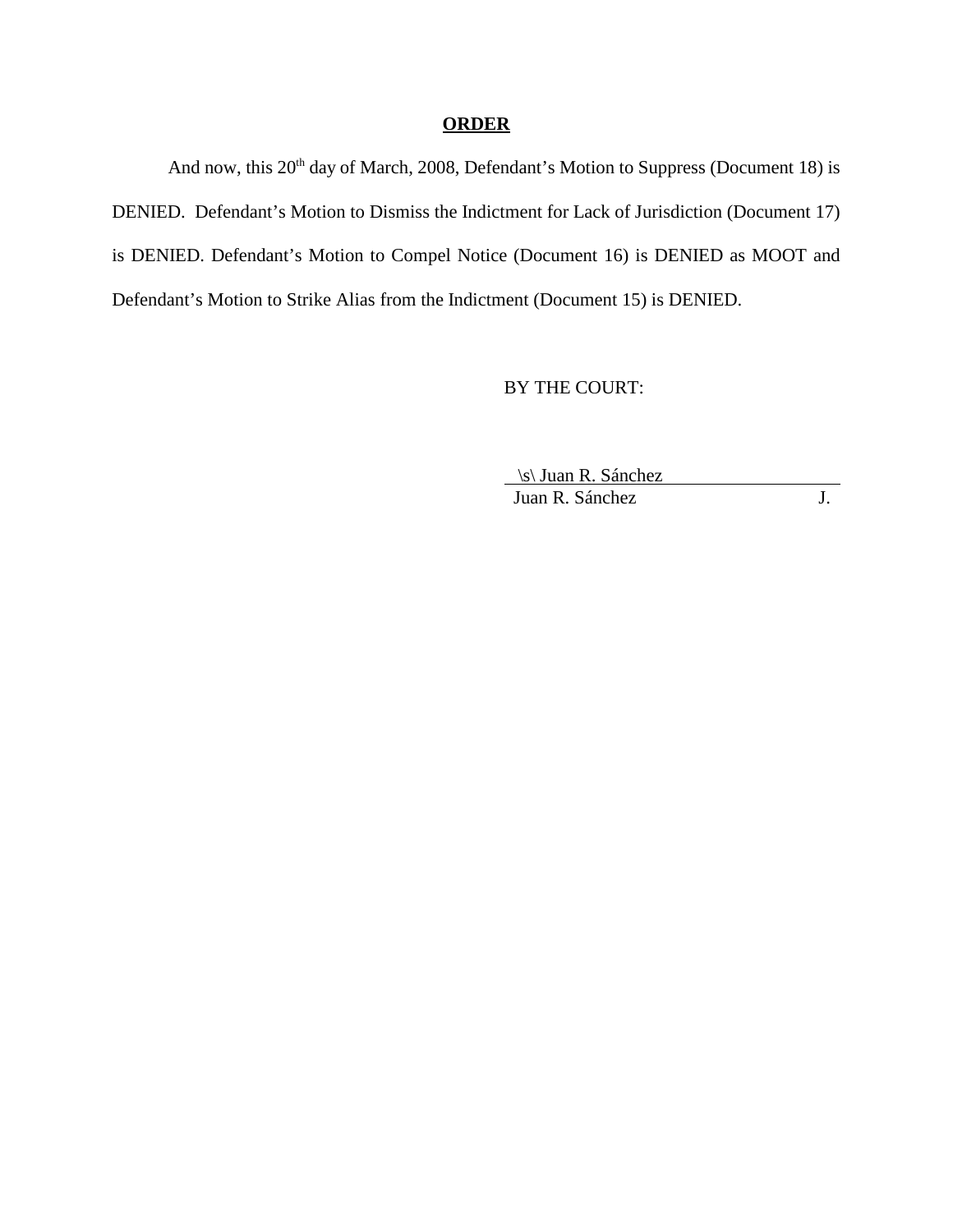**ORDER**

And now, this 20th day of March, 2008, Defendant's Motion to Suppress (Document 18) is DENIED. Defendant's Motion to Dismiss the Indictment for Lack of Jurisdiction (Document 17) is DENIED. Defendant's Motion to Compel Notice (Document 16) is DENIED as MOOT and Defendant's Motion to Strike Alias from the Indictment (Document 15) is DENIED.

BY THE COURT:

\s\ Juan R. Sánchez

Juan R. Sánchez J.